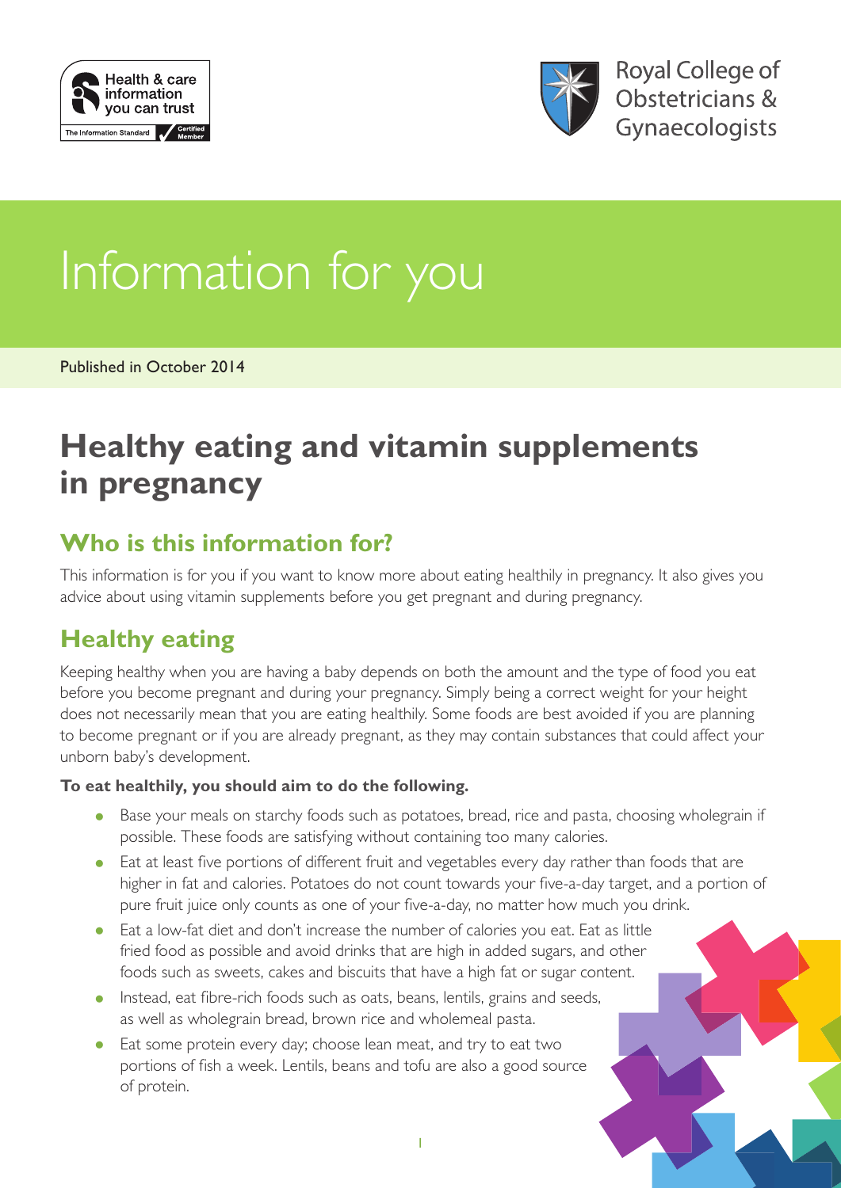Health & care information you can trust

Royal College of Obstetricians & Gynaecologists

# Information for you

Published in October 2014

# Healthy eating and vitamin supplements in pregnancy

## Who is this information for?

This information is for you if you want to know more about eating healthily in pregnancy. It also gives you advice about using vitamin supplements before you get pregnant and during pregnancy.

## Healthy eating

Keeping healthy when you are having a baby depends on both the amount and the type of food you eat before you become pregnant and during your pregnancy. Simply being a correct weight for your height does not necessarily mean that you are eating healthily. Some foods are best avoided if you are planning to become pregnant or if you are already pregnant, as they may contain substances that could affect your unborn baby's development.

**To eat healthily, you should aim to do the following.**

- Base your meals on starchy foods such as potatoes, bread, rice and pasta, choosing wholegrain if possible. These foods are satisfying without containing too many calories.
- Eat at least five portions of different fruit and vegetables every day rather than foods that are higher in fat and calories. Potatoes do not count towards your five-a-day target, and a portion of pure fruit juice only counts as one of your five-a-day, no matter how much you drink.
- Eat a low-fat diet and don't increase the number of calories you eat. Eat as little fried food as possible and avoid drinks that are high in added sugars, and other foods such as sweets, cakes and biscuits that have a high fat or sugar content.
- Instead, eat fibre-rich foods such as oats, beans, lentils, grains and seeds, as well as wholegrain bread, brown rice and wholemeal pasta.
- Eat some protein every day; choose lean meat, and try to eat two portions of fish a week. Lentils, beans and tofu are also a good source of protein.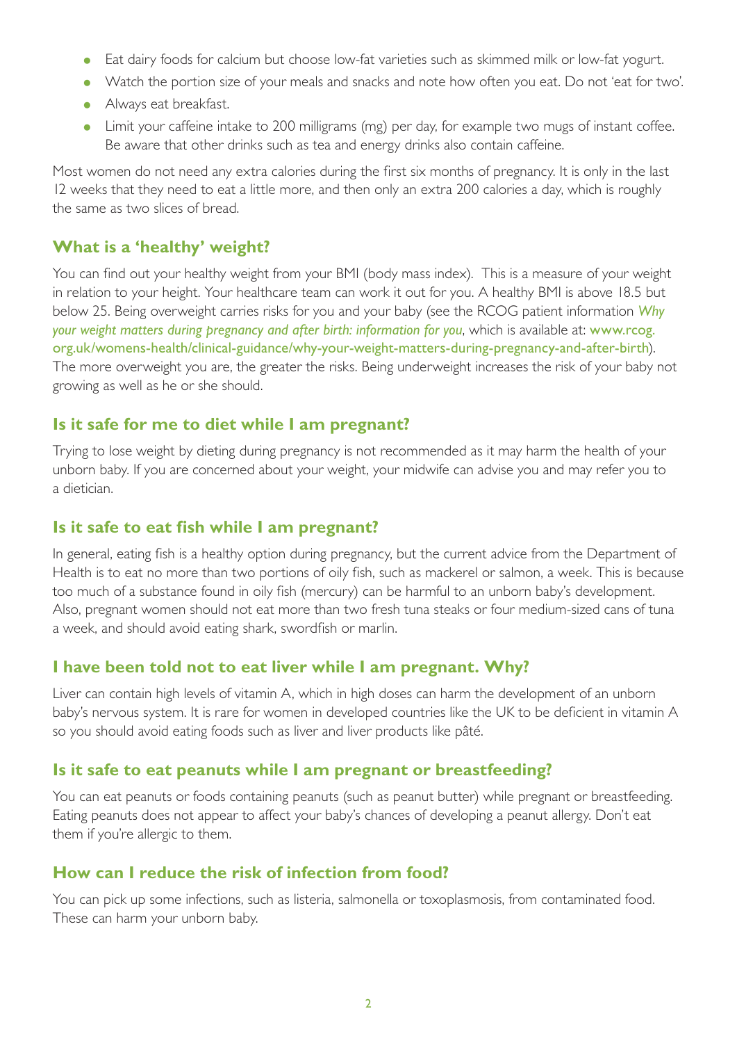- Eat dairy foods for calcium but choose low-fat varieties such as skimmed milk or low-fat yogurt.
- Watch the portion size of your meals and snacks and note how often you eat. Do not 'eat for two'.
- Always eat breakfast.
- Limit your caffeine intake to 200 milligrams (mg) per day, for example two mugs of instant coffee. Be aware that other drinks such as tea and energy drinks also contain caffeine.

Most women do not need any extra calories during the first six months of pregnancy. It is only in the last 12 weeks that they need to eat a little more, and then only an extra 200 calories a day, which is roughly the same as two slices of bread.

## What is a 'healthy' weight?

You can find out your healthy weight from your BMI (body mass index). This is a measure of your weight in relation to your height. Your healthcare team can work it out for you. A healthy BMI is above 18.5 but below 25. Being overweight carries risks for you and your baby (see the RCOG patient information *Why your weight matters during pregnancy and after birth: information for you*, which is available at: www.rcog.org.uk/womens-health/clinical-guidance/why-your-weight-matters-during-pregnancy-and-after-birth). The more overweight you are, the greater the risks. Being underweight increases the risk of your baby not growing as well as he or she should.

## Is it safe for me to diet while I am pregnant?

Trying to lose weight by dieting during pregnancy is not recommended as it may harm the health of your unborn baby. If you are concerned about your weight, your midwife can advise you and may refer you to a dietician.

## Is it safe to eat fish while I am pregnant?

In general, eating fish is a healthy option during pregnancy, but the current advice from the Department of Health is to eat no more than two portions of oily fish, such as mackerel or salmon, a week. This is because too much of a substance found in oily fish (mercury) can be harmful to an unborn baby's development. Also, pregnant women should not eat more than two fresh tuna steaks or four medium-sized cans of tuna a week, and should avoid eating shark, swordfish or marlin.

## I have been told not to eat liver while I am pregnant. Why?

Liver can contain high levels of vitamin A, which in high doses can harm the development of an unborn baby's nervous system. It is rare for women in developed countries like the UK to be deficient in vitamin A so you should avoid eating foods such as liver and liver products like pâté.

## Is it safe to eat peanuts while I am pregnant or breastfeeding?

You can eat peanuts or foods containing peanuts (such as peanut butter) while pregnant or breastfeeding. Eating peanuts does not appear to affect your baby's chances of developing a peanut allergy. Don't eat them if you're allergic to them.

## How can I reduce the risk of infection from food?

You can pick up some infections, such as listeria, salmonella or toxoplasmosis, from contaminated food. These can harm your unborn baby.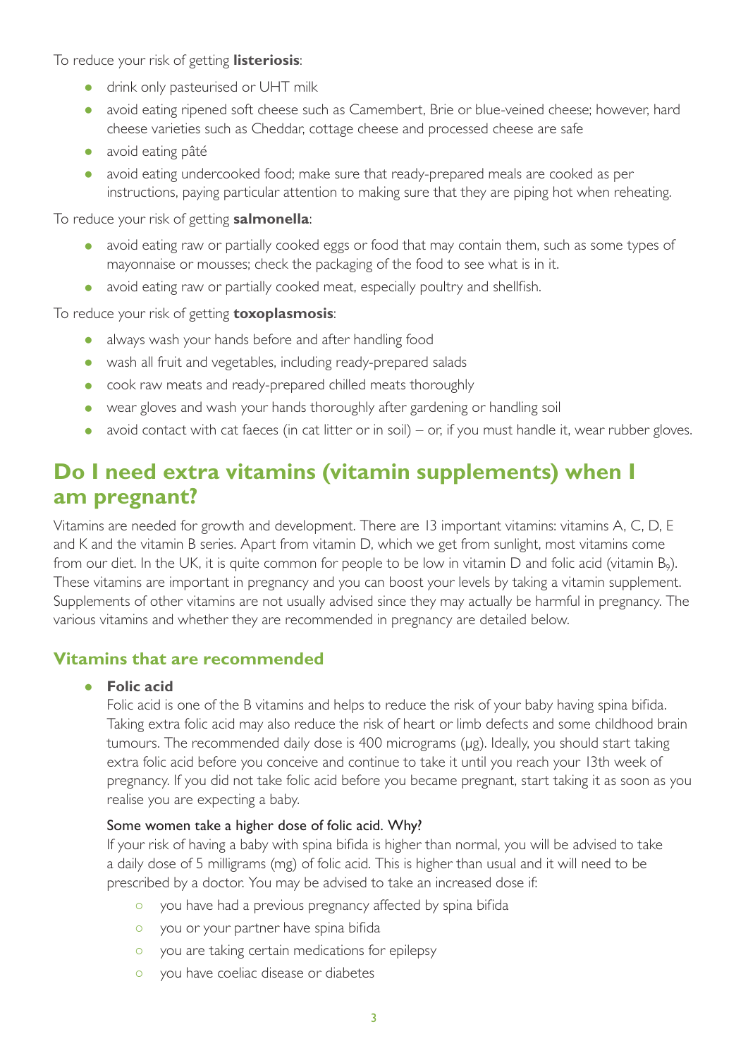To reduce your risk of getting **listeriosis**:

- drink only pasteurised or UHT milk
- avoid eating ripened soft cheese such as Camembert, Brie or blue-veined cheese; however, hard cheese varieties such as Cheddar, cottage cheese and processed cheese are safe
- avoid eating pâté
- avoid eating undercooked food; make sure that ready-prepared meals are cooked as per instructions, paying particular attention to making sure that they are piping hot when reheating.

To reduce your risk of getting **salmonella**:

- avoid eating raw or partially cooked eggs or food that may contain them, such as some types of mayonnaise or mousses; check the packaging of the food to see what is in it.
- avoid eating raw or partially cooked meat, especially poultry and shellfish.

To reduce your risk of getting **toxoplasmosis**:

- always wash your hands before and after handling food
- wash all fruit and vegetables, including ready-prepared salads
- cook raw meats and ready-prepared chilled meats thoroughly
- wear gloves and wash your hands thoroughly after gardening or handling soil
- avoid contact with cat faeces (in cat litter or in soil) – or, if you must handle it, wear rubber gloves.

## Do I need extra vitamins (vitamin supplements) when I am pregnant?

Vitamins are needed for growth and development. There are 13 important vitamins: vitamins A, C, D, E and K and the vitamin B series. Apart from vitamin D, which we get from sunlight, most vitamins come from our diet. In the UK, it is quite common for people to be low in vitamin D and folic acid (vitamin $B_9$). These vitamins are important in pregnancy and you can boost your levels by taking a vitamin supplement. Supplements of other vitamins are not usually advised since they may actually be harmful in pregnancy. The various vitamins and whether they are recommended in pregnancy are detailed below.

### Vitamins that are recommended

- **Folic acid**

  Folic acid is one of the B vitamins and helps to reduce the risk of your baby having spina bifida. Taking extra folic acid may also reduce the risk of heart or limb defects and some childhood brain tumours. The recommended daily dose is 400 micrograms (μg). Ideally, you should start taking extra folic acid before you conceive and continue to take it until you reach your 13th week of pregnancy. If you did not take folic acid before you became pregnant, start taking it as soon as you realise you are expecting a baby.

  Some women take a higher dose of folic acid. Why?

  If your risk of having a baby with spina bifida is higher than normal, you will be advised to take a daily dose of 5 milligrams (mg) of folic acid. This is higher than usual and it will need to be prescribed by a doctor. You may be advised to take an increased dose if:

  - you have had a previous pregnancy affected by spina bifida
  - you or your partner have spina bifida
  - you are taking certain medications for epilepsy
  - you have coeliac disease or diabetes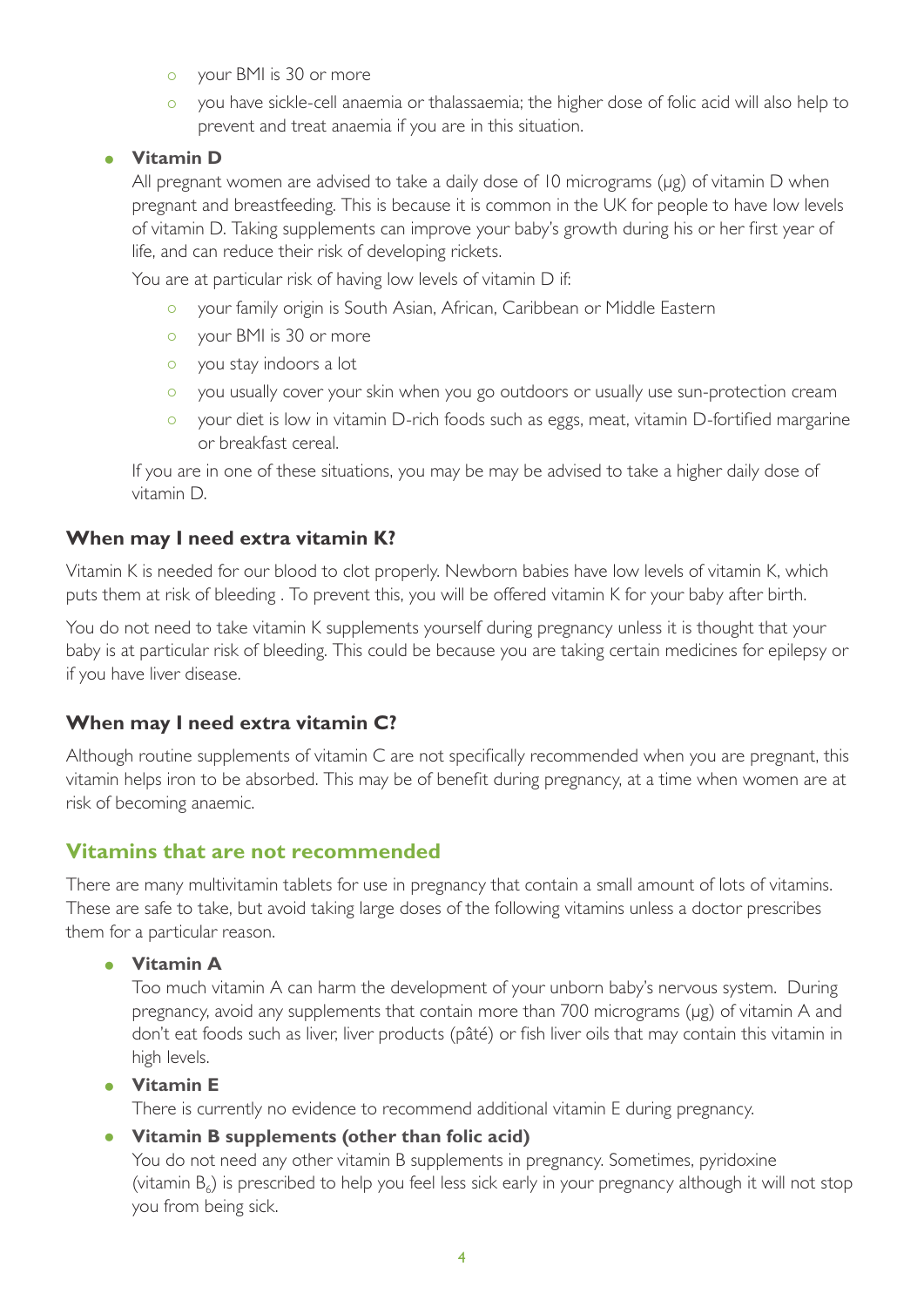- your BMI is 30 or more
  - you have sickle-cell anaemia or thalassaemia; the higher dose of folic acid will also help to prevent and treat anaemia if you are in this situation.

- **Vitamin D**

  All pregnant women are advised to take a daily dose of 10 micrograms (μg) of vitamin D when pregnant and breastfeeding. This is because it is common in the UK for people to have low levels of vitamin D. Taking supplements can improve your baby's growth during his or her first year of life, and can reduce their risk of developing rickets.

  You are at particular risk of having low levels of vitamin D if:

  - your family origin is South Asian, African, Caribbean or Middle Eastern
  - your BMI is 30 or more
  - you stay indoors a lot
  - you usually cover your skin when you go outdoors or usually use sun-protection cream
  - your diet is low in vitamin D-rich foods such as eggs, meat, vitamin D-fortified margarine or breakfast cereal.

  If you are in one of these situations, you may be may be advised to take a higher daily dose of vitamin D.

### When may I need extra vitamin K?

Vitamin K is needed for our blood to clot properly. Newborn babies have low levels of vitamin K, which puts them at risk of bleeding . To prevent this, you will be offered vitamin K for your baby after birth.

You do not need to take vitamin K supplements yourself during pregnancy unless it is thought that your baby is at particular risk of bleeding. This could be because you are taking certain medicines for epilepsy or if you have liver disease.

### When may I need extra vitamin C?

Although routine supplements of vitamin C are not specifically recommended when you are pregnant, this vitamin helps iron to be absorbed. This may be of benefit during pregnancy, at a time when women are at risk of becoming anaemic.

## Vitamins that are not recommended

There are many multivitamin tablets for use in pregnancy that contain a small amount of lots of vitamins. These are safe to take, but avoid taking large doses of the following vitamins unless a doctor prescribes them for a particular reason.

- **Vitamin A**

  Too much vitamin A can harm the development of your unborn baby's nervous system. During pregnancy, avoid any supplements that contain more than 700 micrograms (μg) of vitamin A and don't eat foods such as liver, liver products (pâté) or fish liver oils that may contain this vitamin in high levels.

- **Vitamin E**

  There is currently no evidence to recommend additional vitamin E during pregnancy.

- **Vitamin B supplements (other than folic acid)**

  You do not need any other vitamin B supplements in pregnancy. Sometimes, pyridoxine (vitamin $B_6$) is prescribed to help you feel less sick early in your pregnancy although it will not stop you from being sick.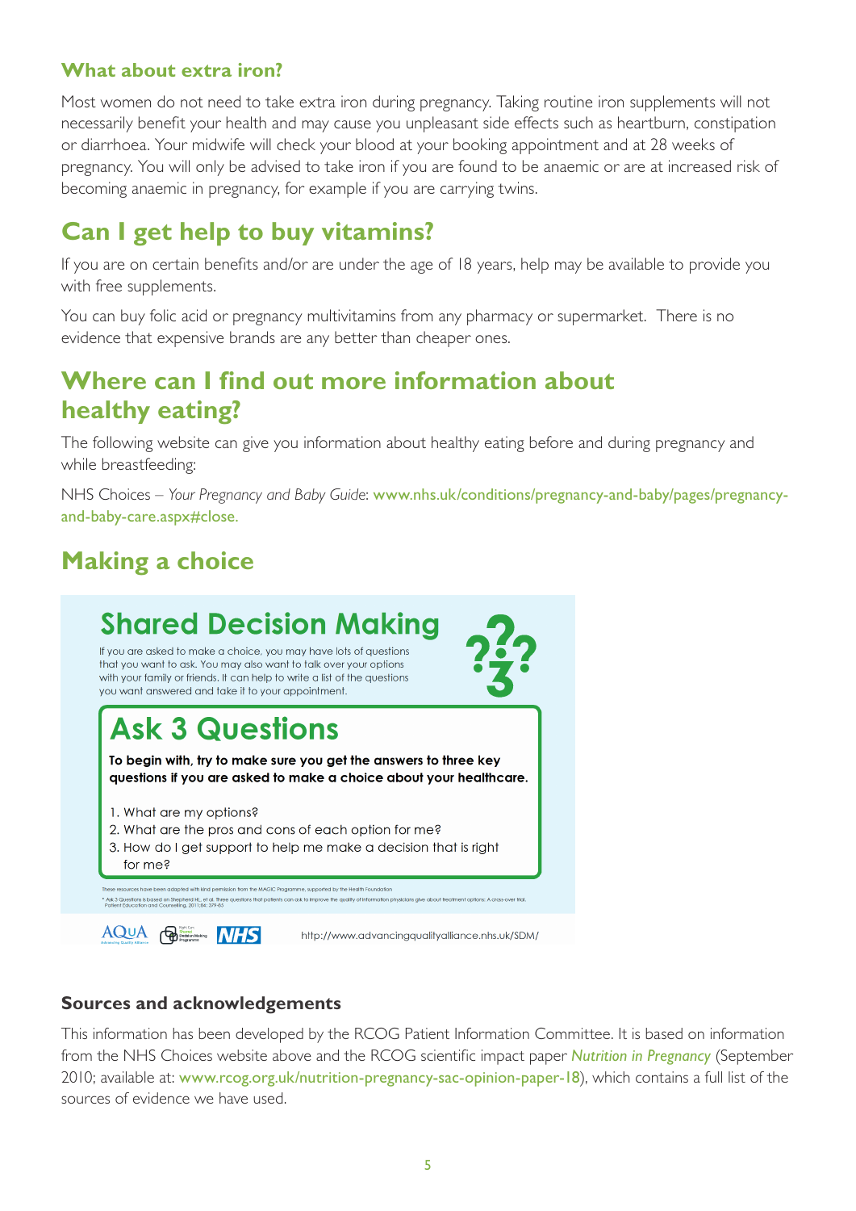### What about extra iron?

Most women do not need to take extra iron during pregnancy. Taking routine iron supplements will not necessarily benefit your health and may cause you unpleasant side effects such as heartburn, constipation or diarrhoea. Your midwife will check your blood at your booking appointment and at 28 weeks of pregnancy. You will only be advised to take iron if you are found to be anaemic or are at increased risk of becoming anaemic in pregnancy, for example if you are carrying twins.

## Can I get help to buy vitamins?

If you are on certain benefits and/or are under the age of 18 years, help may be available to provide you with free supplements.

You can buy folic acid or pregnancy multivitamins from any pharmacy or supermarket. There is no evidence that expensive brands are any better than cheaper ones.

## Where can I find out more information about healthy eating?

The following website can give you information about healthy eating before and during pregnancy and while breastfeeding:

NHS Choices – *Your Pregnancy and Baby Guide*: www.nhs.uk/conditions/pregnancy-and-baby/pages/pregnancy-and-baby-care.aspx#close.

## Making a choice

### Shared Decision Making

If you are asked to make a choice, you may have lots of questions that you want to ask. You may also want to talk over your options with your family or friends. It can help to write a list of the questions you want answered and take it to your appointment.

### Ask 3 Questions

**To begin with, try to make sure you get the answers to three key questions if you are asked to make a choice about your healthcare.**

1. What are my options?
2. What are the pros and cons of each option for me?
3. How do I get support to help me make a decision that is right for me?

These resources have been adapted with kind permission from the MAGIC Programme, supported by the Health Foundation

* Ask 3 Questions is based on Shepherd HL, et al. Three questions that patients can ask to improve the quality of information physicians give about treatment options: A cross-over trial. Patient Education and Counselling, 2011;84: 379-85

AQuA | NHS | http://www.advancingqualityalliance.nhs.uk/SDM/

### Sources and acknowledgements

This information has been developed by the RCOG Patient Information Committee. It is based on information from the NHS Choices website above and the RCOG scientific impact paper *Nutrition in Pregnancy* (September 2010; available at: www.rcog.org.uk/nutrition-pregnancy-sac-opinion-paper-18), which contains a full list of the sources of evidence we have used.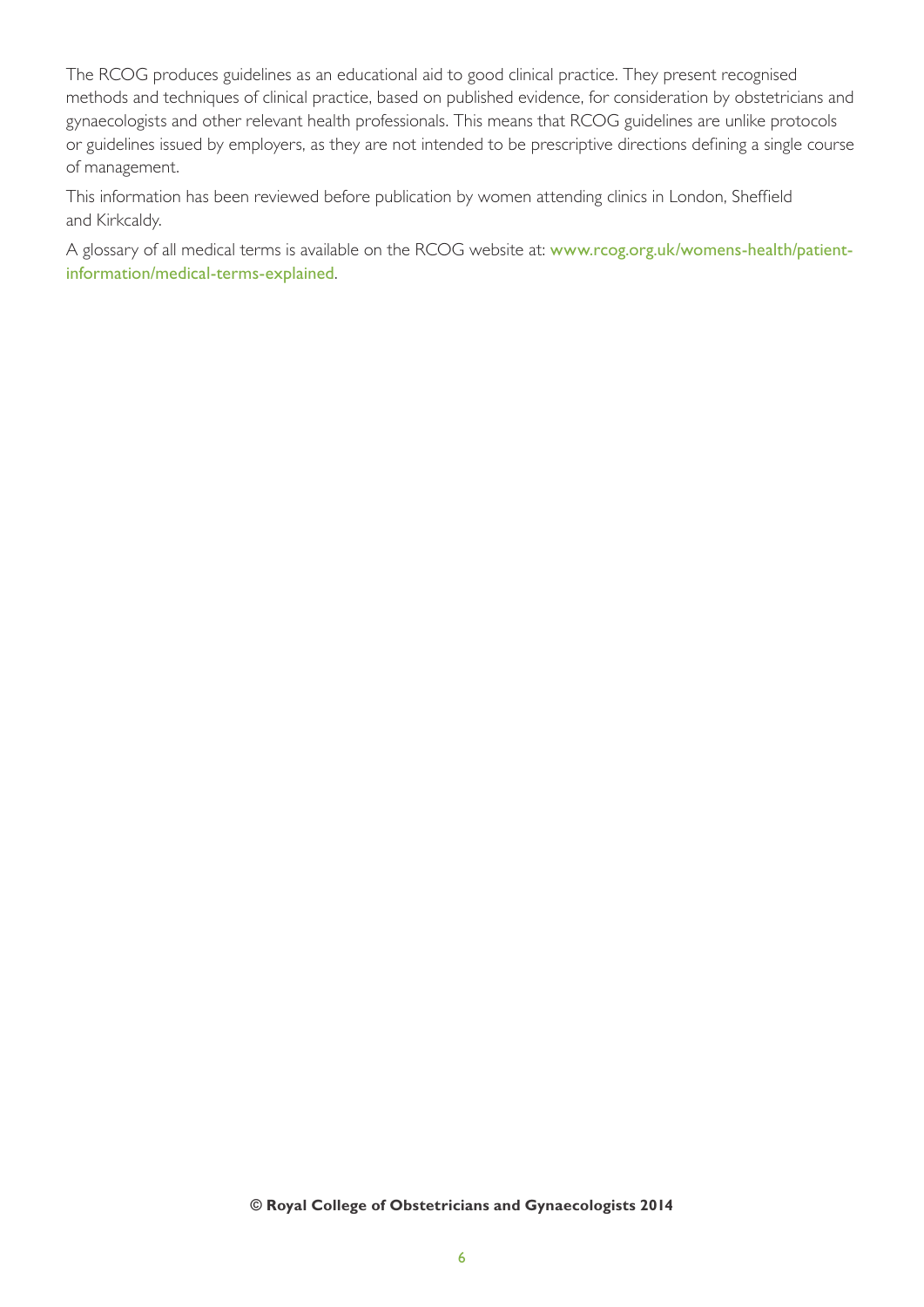The RCOG produces guidelines as an educational aid to good clinical practice. They present recognised methods and techniques of clinical practice, based on published evidence, for consideration by obstetricians and gynaecologists and other relevant health professionals. This means that RCOG guidelines are unlike protocols or guidelines issued by employers, as they are not intended to be prescriptive directions defining a single course of management.

This information has been reviewed before publication by women attending clinics in London, Sheffield and Kirkcaldy.

A glossary of all medical terms is available on the RCOG website at: www.rcog.org.uk/womens-health/patient-information/medical-terms-explained.

**© Royal College of Obstetricians and Gynaecologists 2014**